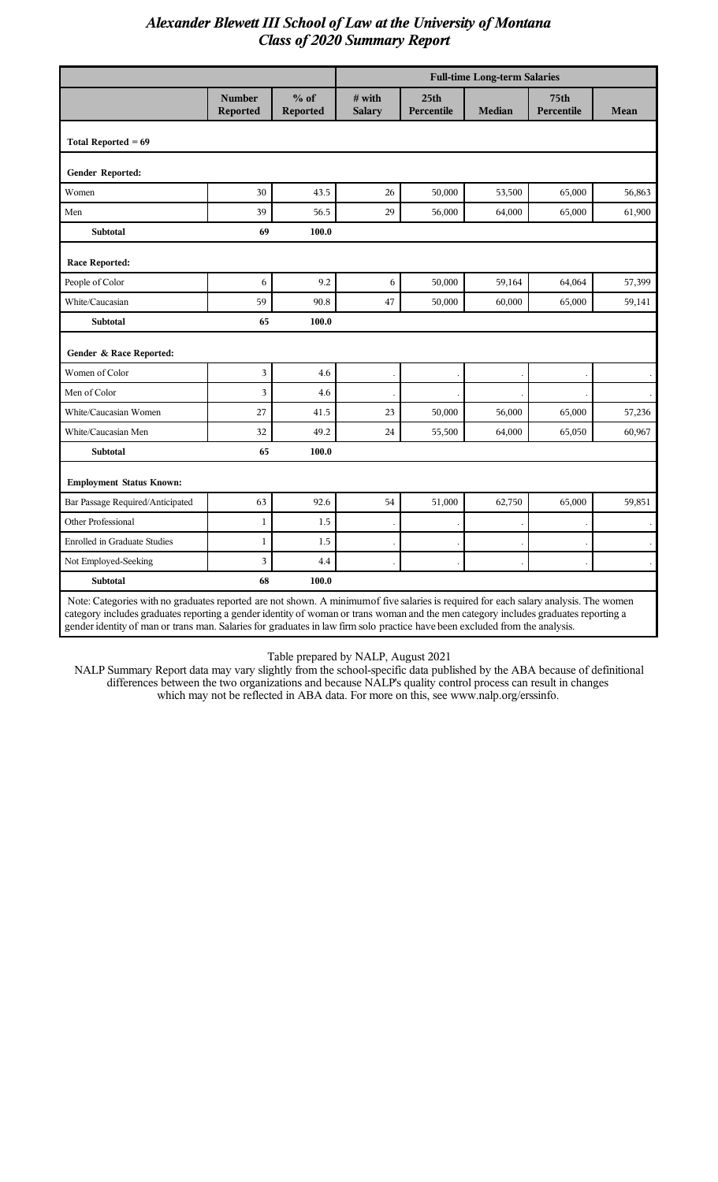# *Alexander Blewett III School of Law at the University of Montana*
## *Class of 2020 Summary Report*

| | | | Full-time Long-term Salaries | | | | |
|---|---|---|---|---|---|---|---|
| | **Number Reported** | **% of Reported** | **# with Salary** | **25th Percentile** | **Median** | **75th Percentile** | **Mean** |
| **Total Reported = 69** | | | | | | | |
| **Gender Reported:** | | | | | | | |
| Women | 30 | 43.5 | 26 | 50,000 | 53,500 | 65,000 | 56,863 |
| Men | 39 | 56.5 | 29 | 56,000 | 64,000 | 65,000 | 61,900 |
| **Subtotal** | **69** | **100.0** | | | | | |
| **Race Reported:** | | | | | | | |
| People of Color | 6 | 9.2 | 6 | 50,000 | 59,164 | 64,064 | 57,399 |
| White/Caucasian | 59 | 90.8 | 47 | 50,000 | 60,000 | 65,000 | 59,141 |
| **Subtotal** | **65** | **100.0** | | | | | |
| **Gender & Race Reported:** | | | | | | | |
| Women of Color | 3 | 4.6 | . | . | . | . | . |
| Men of Color | 3 | 4.6 | . | . | . | . | . |
| White/Caucasian Women | 27 | 41.5 | 23 | 50,000 | 56,000 | 65,000 | 57,236 |
| White/Caucasian Men | 32 | 49.2 | 24 | 55,500 | 64,000 | 65,050 | 60,967 |
| **Subtotal** | **65** | **100.0** | | | | | |
| **Employment Status Known:** | | | | | | | |
| Bar Passage Required/Anticipated | 63 | 92.6 | 54 | 51,000 | 62,750 | 65,000 | 59,851 |
| Other Professional | 1 | 1.5 | . | . | . | . | . |
| Enrolled in Graduate Studies | 1 | 1.5 | . | . | . | . | . |
| Not Employed-Seeking | 3 | 4.4 | . | . | . | . | . |
| **Subtotal** | **68** | **100.0** | | | | | |

Note: Categories with no graduates reported are not shown. A minimum of five salaries is required for each salary analysis. The women category includes graduates reporting a gender identity of woman or trans woman and the men category includes graduates reporting a gender identity of man or trans man. Salaries for graduates in law firm solo practice have been excluded from the analysis.

Table prepared by NALP, August 2021

NALP Summary Report data may vary slightly from the school-specific data published by the ABA because of definitional differences between the two organizations and because NALP's quality control process can result in changes which may not be reflected in ABA data. For more on this, see www.nalp.org/erssinfo.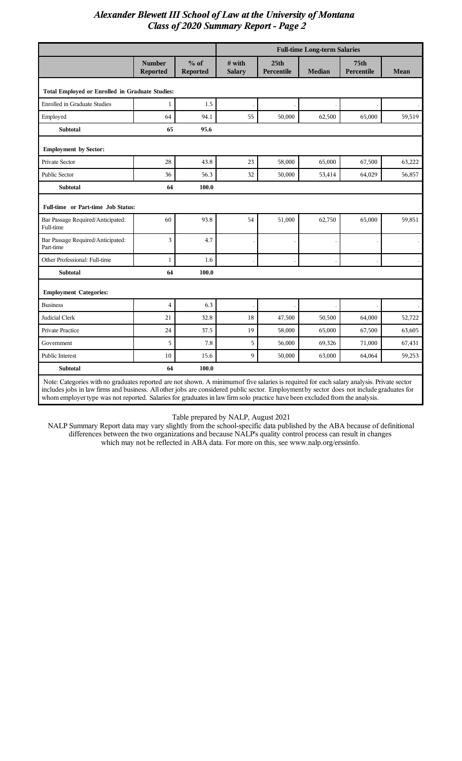# Alexander Blewett III School of Law at the University of Montana
## Class of 2020 Summary Report - Page 2

| | | | Full-time Long-term Salaries | | | | |
|---|---|---|---|---|---|---|---|
| | Number Reported | % of Reported | # with Salary | 25th Percentile | Median | 75th Percentile | Mean |
| **Total Employed or Enrolled in Graduate Studies:** | | | | | | | |
| Enrolled in Graduate Studies | 1 | 1.5 | . | . | . | . | . |
| Employed | 64 | 94.1 | 55 | 50,000 | 62,500 | 65,000 | 59,519 |
| **Subtotal** | **65** | **95.6** | | | | | |
| **Employment by Sector:** | | | | | | | |
| Private Sector | 28 | 43.8 | 23 | 58,000 | 65,000 | 67,500 | 63,222 |
| Public Sector | 36 | 56.3 | 32 | 50,000 | 53,414 | 64,029 | 56,857 |
| **Subtotal** | **64** | **100.0** | | | | | |
| **Full-time or Part-time Job Status:** | | | | | | | |
| Bar Passage Required/Anticipated: Full-time | 60 | 93.8 | 54 | 51,000 | 62,750 | 65,000 | 59,851 |
| Bar Passage Required/Anticipated: Part-time | 3 | 4.7 | . | . | . | . | . |
| Other Professional: Full-time | 1 | 1.6 | . | . | . | . | . |
| **Subtotal** | **64** | **100.0** | | | | | |
| **Employment Categories:** | | | | | | | |
| Business | 4 | 6.3 | . | . | . | . | . |
| Judicial Clerk | 21 | 32.8 | 18 | 47,500 | 50,500 | 64,000 | 52,722 |
| Private Practice | 24 | 37.5 | 19 | 58,000 | 65,000 | 67,500 | 63,605 |
| Government | 5 | 7.8 | 5 | 56,000 | 69,326 | 71,000 | 67,431 |
| Public Interest | 10 | 15.6 | 9 | 50,000 | 63,000 | 64,064 | 59,253 |
| **Subtotal** | **64** | **100.0** | | | | | |

Note: Categories with no graduates reported are not shown. A minimum of five salaries is required for each salary analysis. Private sector includes jobs in law firms and business. All other jobs are considered public sector. Employment by sector does not include graduates for whom employer type was not reported. Salaries for graduates in law firm solo practice have been excluded from the analysis.

Table prepared by NALP, August 2021

NALP Summary Report data may vary slightly from the school-specific data published by the ABA because of definitional differences between the two organizations and because NALP's quality control process can result in changes which may not be reflected in ABA data. For more on this, see www.nalp.org/erssinfo.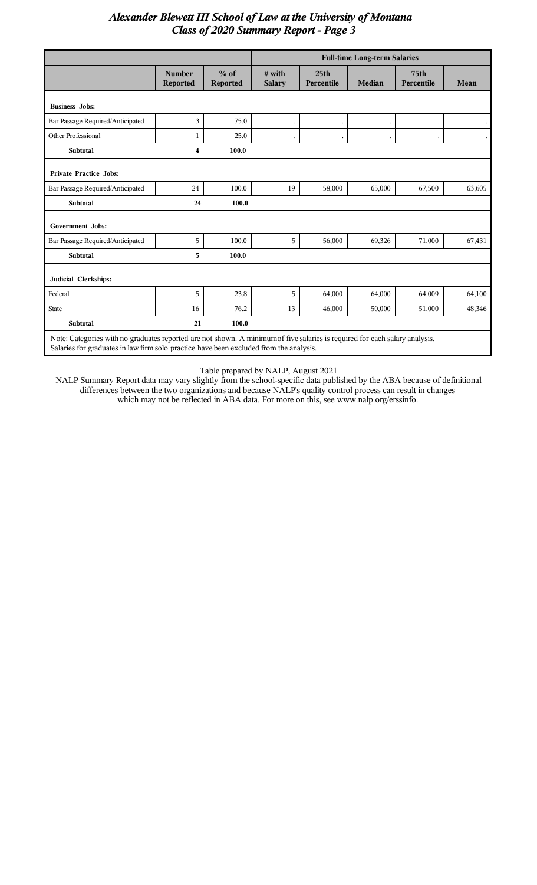# Alexander Blewett III School of Law at the University of Montana
## Class of 2020 Summary Report - Page 3

| | Number Reported | % of Reported | Full-time Long-term Salaries: # with Salary | 25th Percentile | Median | 75th Percentile | Mean |
|---|---|---|---|---|---|---|---|
| **Business Jobs:** | | | | | | | |
| Bar Passage Required/Anticipated | 3 | 75.0 | . | . | . | . | . |
| Other Professional | 1 | 25.0 | . | . | . | . | . |
| **Subtotal** | **4** | **100.0** | | | | | |
| **Private Practice Jobs:** | | | | | | | |
| Bar Passage Required/Anticipated | 24 | 100.0 | 19 | 58,000 | 65,000 | 67,500 | 63,605 |
| **Subtotal** | **24** | **100.0** | | | | | |
| **Government Jobs:** | | | | | | | |
| Bar Passage Required/Anticipated | 5 | 100.0 | 5 | 56,000 | 69,326 | 71,000 | 67,431 |
| **Subtotal** | **5** | **100.0** | | | | | |
| **Judicial Clerkships:** | | | | | | | |
| Federal | 5 | 23.8 | 5 | 64,000 | 64,000 | 64,009 | 64,100 |
| State | 16 | 76.2 | 13 | 46,000 | 50,000 | 51,000 | 48,346 |
| **Subtotal** | **21** | **100.0** | | | | | |

Note: Categories with no graduates reported are not shown. A minimumof five salaries is required for each salary analysis. Salaries for graduates in law firm solo practice have been excluded from the analysis.

Table prepared by NALP, August 2021

NALP Summary Report data may vary slightly from the school-specific data published by the ABA because of definitional differences between the two organizations and because NALP's quality control process can result in changes which may not be reflected in ABA data. For more on this, see www.nalp.org/erssinfo.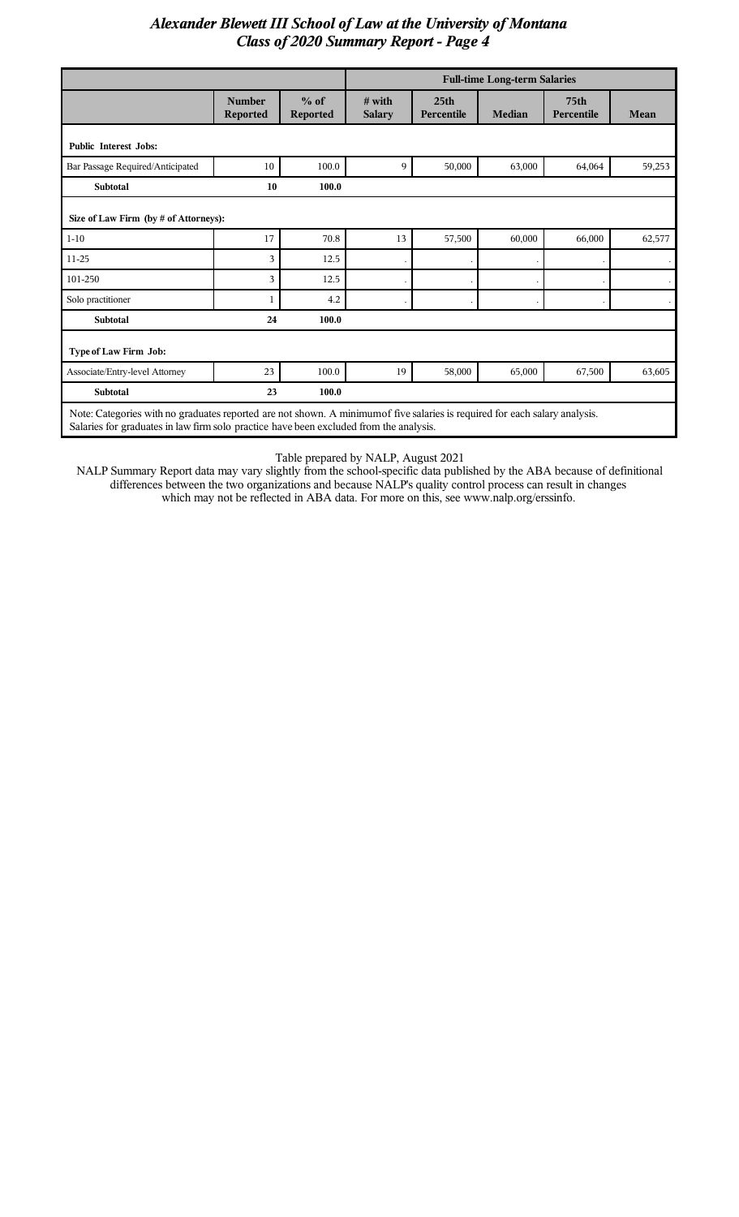# Alexander Blewett III School of Law at the University of Montana
## Class of 2020 Summary Report - Page 4

| | | | Full-time Long-term Salaries | | | | |
|---|---|---|---|---|---|---|---|
| | Number Reported | % of Reported | # with Salary | 25th Percentile | Median | 75th Percentile | Mean |
| **Public Interest Jobs:** | | | | | | | |
| Bar Passage Required/Anticipated | 10 | 100.0 | 9 | 50,000 | 63,000 | 64,064 | 59,253 |
| **Subtotal** | **10** | **100.0** | | | | | |
| **Size of Law Firm (by # of Attorneys):** | | | | | | | |
| 1-10 | 17 | 70.8 | 13 | 57,500 | 60,000 | 66,000 | 62,577 |
| 11-25 | 3 | 12.5 | . | . | . | . | . |
| 101-250 | 3 | 12.5 | . | . | . | . | . |
| Solo practitioner | 1 | 4.2 | . | . | . | . | . |
| **Subtotal** | **24** | **100.0** | | | | | |
| **Type of Law Firm Job:** | | | | | | | |
| Associate/Entry-level Attorney | 23 | 100.0 | 19 | 58,000 | 65,000 | 67,500 | 63,605 |
| **Subtotal** | **23** | **100.0** | | | | | |

Note: Categories with no graduates reported are not shown. A minimum of five salaries is required for each salary analysis. Salaries for graduates in law firm solo practice have been excluded from the analysis.

Table prepared by NALP, August 2021

NALP Summary Report data may vary slightly from the school-specific data published by the ABA because of definitional differences between the two organizations and because NALP's quality control process can result in changes which may not be reflected in ABA data. For more on this, see www.nalp.org/erssinfo.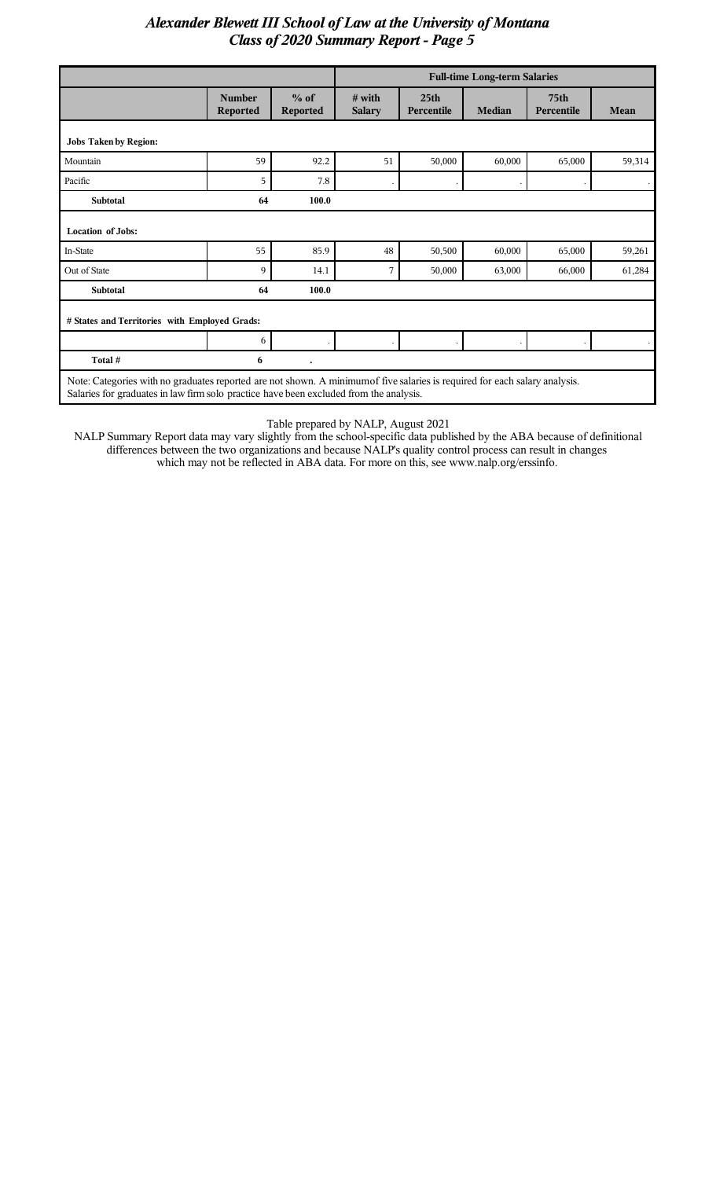# Alexander Blewett III School of Law at the University of Montana
## Class of 2020 Summary Report - Page 5

| | Number Reported | % of Reported | # with Salary | 25th Percentile | Median | 75th Percentile | Mean |
|---|---|---|---|---|---|---|---|
| | | | **Full-time Long-term Salaries** | | | | |
| **Jobs Taken by Region:** | | | | | | | |
| Mountain | 59 | 92.2 | 51 | 50,000 | 60,000 | 65,000 | 59,314 |
| Pacific | 5 | 7.8 | . | . | . | . | . |
| **Subtotal** | **64** | **100.0** | | | | | |
| **Location of Jobs:** | | | | | | | |
| In-State | 55 | 85.9 | 48 | 50,500 | 60,000 | 65,000 | 59,261 |
| Out of State | 9 | 14.1 | 7 | 50,000 | 63,000 | 66,000 | 61,284 |
| **Subtotal** | **64** | **100.0** | | | | | |
| **# States and Territories with Employed Grads:** | | | | | | | |
| | 6 | . | . | . | . | . | . |
| **Total #** | **6** | **.** | | | | | |

Note: Categories with no graduates reported are not shown. A minimum of five salaries is required for each salary analysis. Salaries for graduates in law firm solo practice have been excluded from the analysis.

Table prepared by NALP, August 2021

NALP Summary Report data may vary slightly from the school-specific data published by the ABA because of definitional differences between the two organizations and because NALP's quality control process can result in changes which may not be reflected in ABA data. For more on this, see www.nalp.org/erssinfo.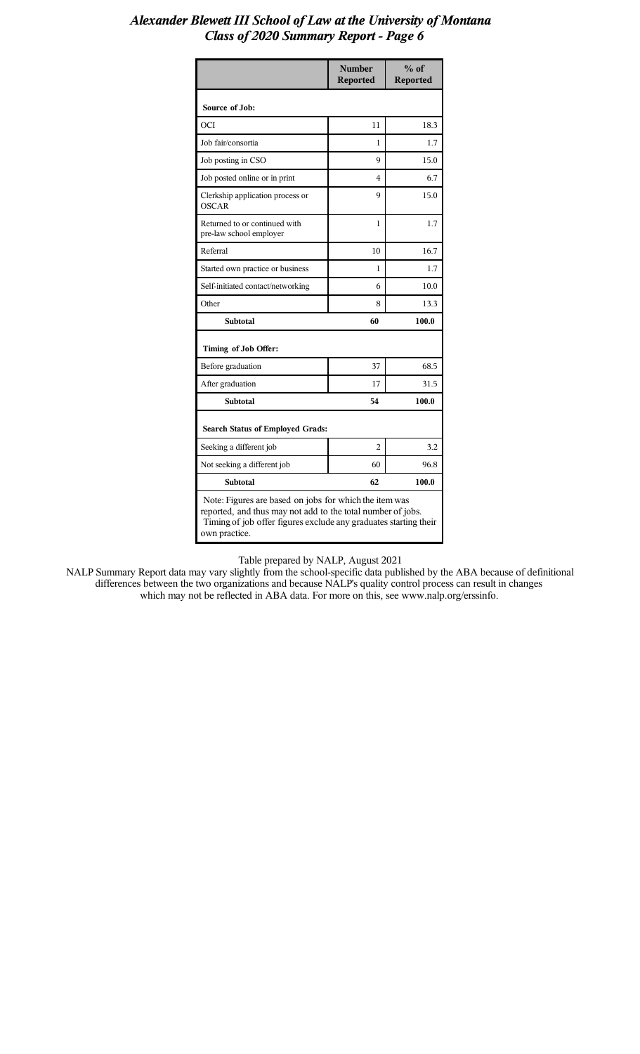# Alexander Blewett III School of Law at the University of Montana
## Class of 2020 Summary Report - Page 6

| | Number Reported | % of Reported |
|---|---|---|
| **Source of Job:** | | |
| OCI | 11 | 18.3 |
| Job fair/consortia | 1 | 1.7 |
| Job posting in CSO | 9 | 15.0 |
| Job posted online or in print | 4 | 6.7 |
| Clerkship application process or OSCAR | 9 | 15.0 |
| Returned to or continued with pre-law school employer | 1 | 1.7 |
| Referral | 10 | 16.7 |
| Started own practice or business | 1 | 1.7 |
| Self-initiated contact/networking | 6 | 10.0 |
| Other | 8 | 13.3 |
| **Subtotal** | **60** | **100.0** |
| **Timing of Job Offer:** | | |
| Before graduation | 37 | 68.5 |
| After graduation | 17 | 31.5 |
| **Subtotal** | **54** | **100.0** |
| **Search Status of Employed Grads:** | | |
| Seeking a different job | 2 | 3.2 |
| Not seeking a different job | 60 | 96.8 |
| **Subtotal** | **62** | **100.0** |

Note: Figures are based on jobs for which the item was reported, and thus may not add to the total number of jobs. Timing of job offer figures exclude any graduates starting their own practice.

Table prepared by NALP, August 2021

NALP Summary Report data may vary slightly from the school-specific data published by the ABA because of definitional differences between the two organizations and because NALP's quality control process can result in changes which may not be reflected in ABA data. For more on this, see www.nalp.org/erssinfo.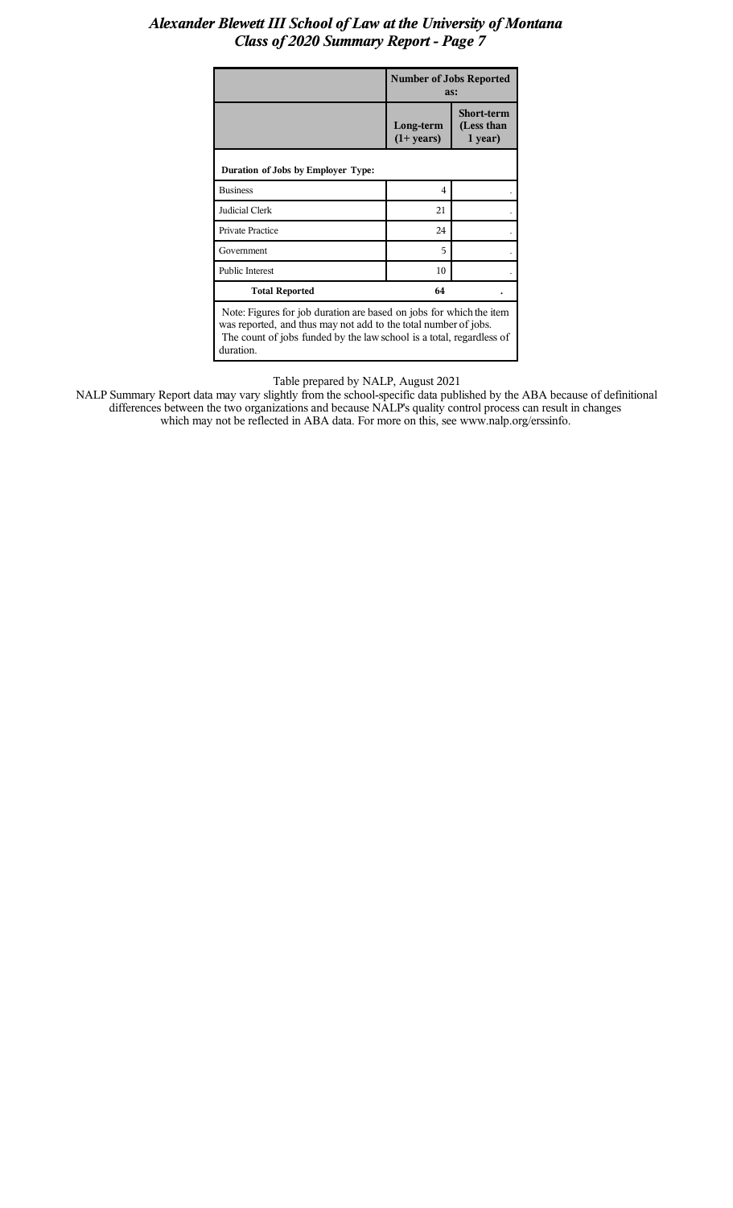# Alexander Blewett III School of Law at the University of Montana
## Class of 2020 Summary Report - Page 7

| | Number of Jobs Reported as: | |
|---|---|---|
| | Long-term (1+ years) | Short-term (Less than 1 year) |
| **Duration of Jobs by Employer Type:** | | |
| Business | 4 | . |
| Judicial Clerk | 21 | . |
| Private Practice | 24 | . |
| Government | 5 | . |
| Public Interest | 10 | . |
| **Total Reported** | **64** | **.** |

Note: Figures for job duration are based on jobs for which the item was reported, and thus may not add to the total number of jobs. The count of jobs funded by the law school is a total, regardless of duration.

Table prepared by NALP, August 2021

NALP Summary Report data may vary slightly from the school-specific data published by the ABA because of definitional differences between the two organizations and because NALP's quality control process can result in changes which may not be reflected in ABA data. For more on this, see www.nalp.org/erssinfo.